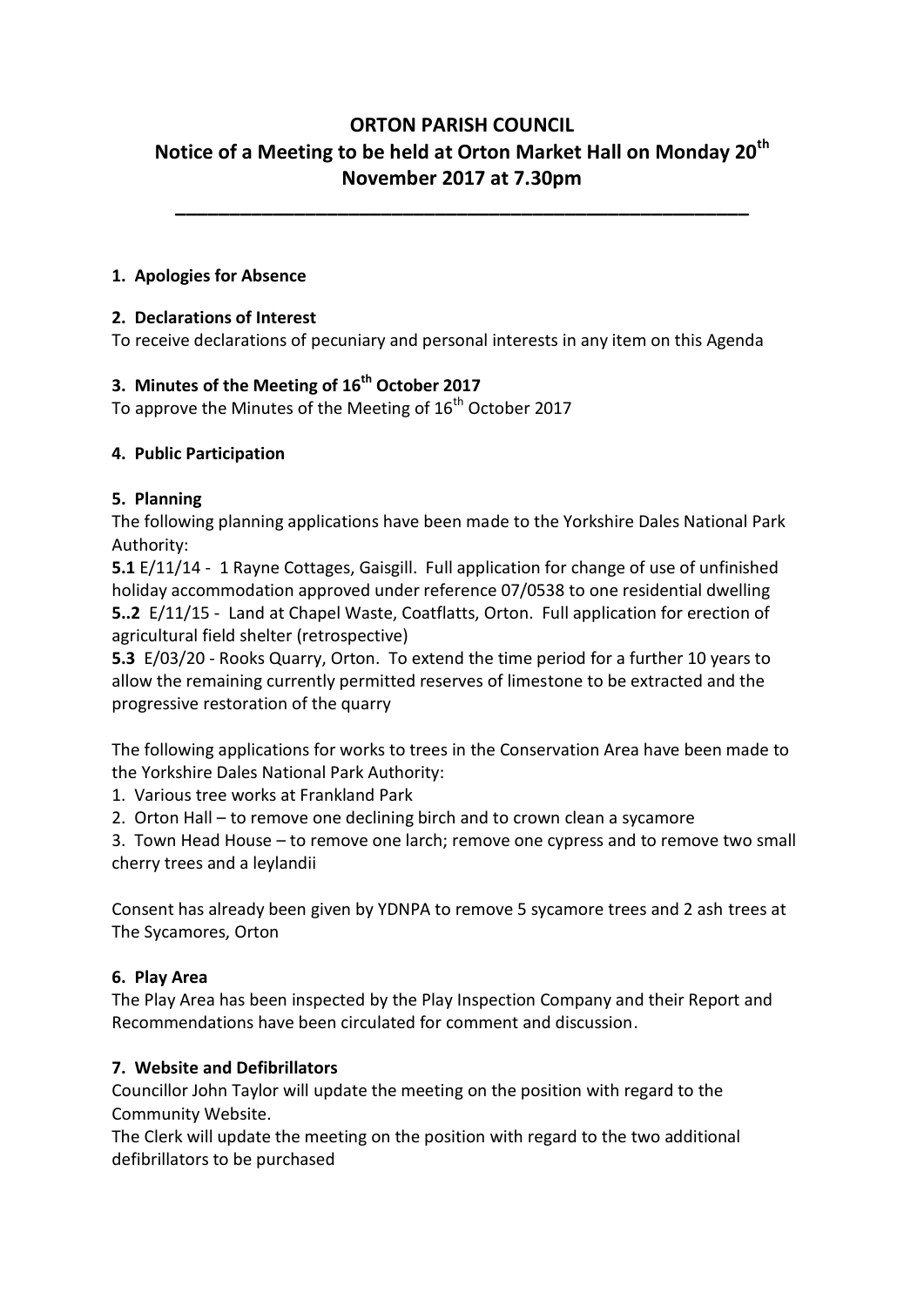# ORTON PARISH COUNCIL

## Notice of a Meeting to be held at Orton Market Hall on Monday 20th November 2017 at 7.30pm

---

**1. Apologies for Absence**

**2. Declarations of Interest**

To receive declarations of pecuniary and personal interests in any item on this Agenda

**3. Minutes of the Meeting of 16th October 2017**

To approve the Minutes of the Meeting of 16th October 2017

**4. Public Participation**

**5. Planning**

The following planning applications have been made to the Yorkshire Dales National Park Authority:

**5.1** E/11/14 - 1 Rayne Cottages, Gaisgill. Full application for change of use of unfinished holiday accommodation approved under reference 07/0538 to one residential dwelling

**5..2** E/11/15 - Land at Chapel Waste, Coatflatts, Orton. Full application for erection of agricultural field shelter (retrospective)

**5.3** E/03/20 - Rooks Quarry, Orton. To extend the time period for a further 10 years to allow the remaining currently permitted reserves of limestone to be extracted and the progressive restoration of the quarry

The following applications for works to trees in the Conservation Area have been made to the Yorkshire Dales National Park Authority:

1. Various tree works at Frankland Park
2. Orton Hall – to remove one declining birch and to crown clean a sycamore
3. Town Head House – to remove one larch; remove one cypress and to remove two small cherry trees and a leylandii

Consent has already been given by YDNPA to remove 5 sycamore trees and 2 ash trees at The Sycamores, Orton

**6. Play Area**

The Play Area has been inspected by the Play Inspection Company and their Report and Recommendations have been circulated for comment and discussion.

**7. Website and Defibrillators**

Councillor John Taylor will update the meeting on the position with regard to the Community Website.

The Clerk will update the meeting on the position with regard to the two additional defibrillators to be purchased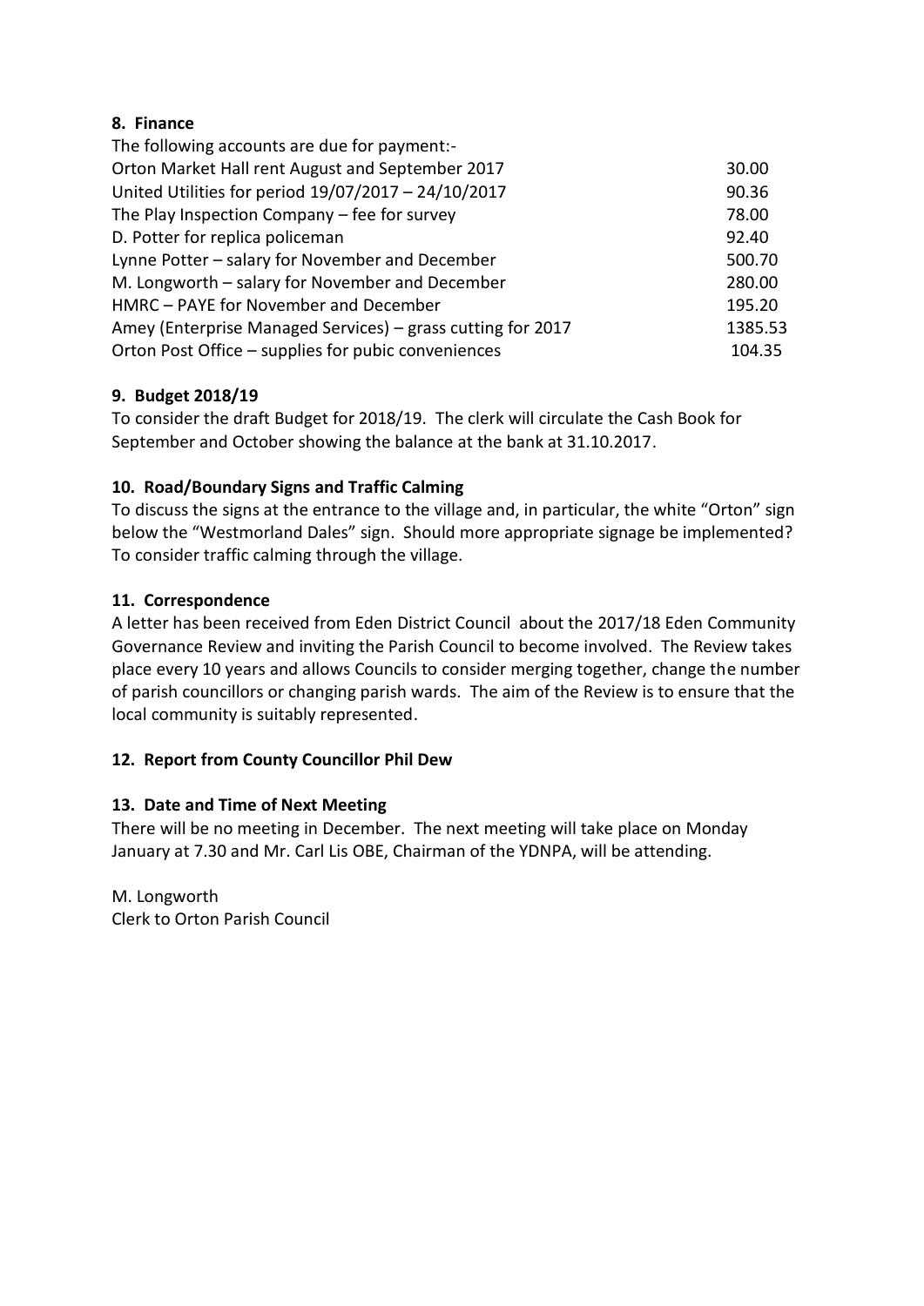## 8. Finance

The following accounts are due for payment:-

| | |
|---|---|
| Orton Market Hall rent August and September 2017 | 30.00 |
| United Utilities for period 19/07/2017 – 24/10/2017 | 90.36 |
| The Play Inspection Company – fee for survey | 78.00 |
| D. Potter for replica policeman | 92.40 |
| Lynne Potter – salary for November and December | 500.70 |
| M. Longworth – salary for November and December | 280.00 |
| HMRC – PAYE for November and December | 195.20 |
| Amey (Enterprise Managed Services) – grass cutting for 2017 | 1385.53 |
| Orton Post Office – supplies for pubic conveniences | 104.35 |

## 9. Budget 2018/19

To consider the draft Budget for 2018/19. The clerk will circulate the Cash Book for September and October showing the balance at the bank at 31.10.2017.

## 10. Road/Boundary Signs and Traffic Calming

To discuss the signs at the entrance to the village and, in particular, the white "Orton" sign below the "Westmorland Dales" sign. Should more appropriate signage be implemented? To consider traffic calming through the village.

## 11. Correspondence

A letter has been received from Eden District Council about the 2017/18 Eden Community Governance Review and inviting the Parish Council to become involved. The Review takes place every 10 years and allows Councils to consider merging together, change the number of parish councillors or changing parish wards. The aim of the Review is to ensure that the local community is suitably represented.

## 12. Report from County Councillor Phil Dew

## 13. Date and Time of Next Meeting

There will be no meeting in December. The next meeting will take place on Monday January at 7.30 and Mr. Carl Lis OBE, Chairman of the YDNPA, will be attending.

M. Longworth
Clerk to Orton Parish Council